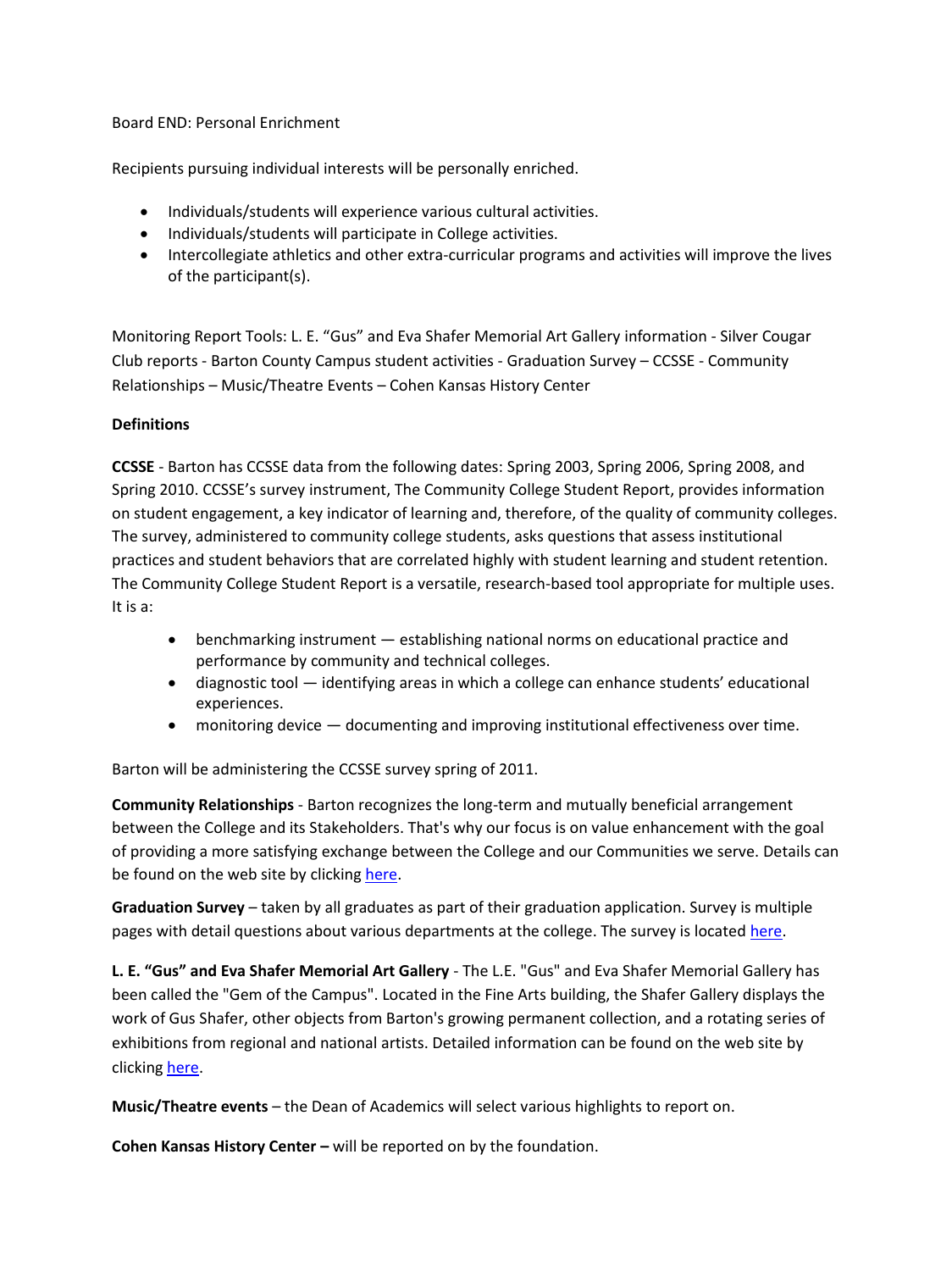Board END: Personal Enrichment

Recipients pursuing individual interests will be personally enriched.

- Individuals/students will experience various cultural activities.
- Individuals/students will participate in College activities.
- Intercollegiate athletics and other extra-curricular programs and activities will improve the lives of the participant(s).

Monitoring Report Tools: L. E. “Gus” and Eva Shafer Memorial Art Gallery information - Silver Cougar Club reports - Barton County Campus student activities - Graduation Survey – CCSSE - Community Relationships – Music/Theatre Events – Cohen Kansas History Center

**Definitions**

**CCSSE** - Barton has CCSSE data from the following dates: Spring 2003, Spring 2006, Spring 2008, and Spring 2010. CCSSE’s survey instrument, The Community College Student Report, provides information on student engagement, a key indicator of learning and, therefore, of the quality of community colleges. The survey, administered to community college students, asks questions that assess institutional practices and student behaviors that are correlated highly with student learning and student retention. The Community College Student Report is a versatile, research-based tool appropriate for multiple uses. It is a:

- benchmarking instrument — establishing national norms on educational practice and performance by community and technical colleges.
- diagnostic tool — identifying areas in which a college can enhance students’ educational experiences.
- monitoring device — documenting and improving institutional effectiveness over time.

Barton will be administering the CCSSE survey spring of 2011.

**Community Relationships** - Barton recognizes the long-term and mutually beneficial arrangement between the College and its Stakeholders. That's why our focus is on value enhancement with the goal of providing a more satisfying exchange between the College and our Communities we serve. Details can be found on the web site by clicking here.

**Graduation Survey** – taken by all graduates as part of their graduation application. Survey is multiple pages with detail questions about various departments at the college. The survey is located here.

**L. E. “Gus” and Eva Shafer Memorial Art Gallery** - The L.E. "Gus" and Eva Shafer Memorial Gallery has been called the "Gem of the Campus". Located in the Fine Arts building, the Shafer Gallery displays the work of Gus Shafer, other objects from Barton's growing permanent collection, and a rotating series of exhibitions from regional and national artists. Detailed information can be found on the web site by clicking here.

**Music/Theatre events** – the Dean of Academics will select various highlights to report on.

**Cohen Kansas History Center –** will be reported on by the foundation.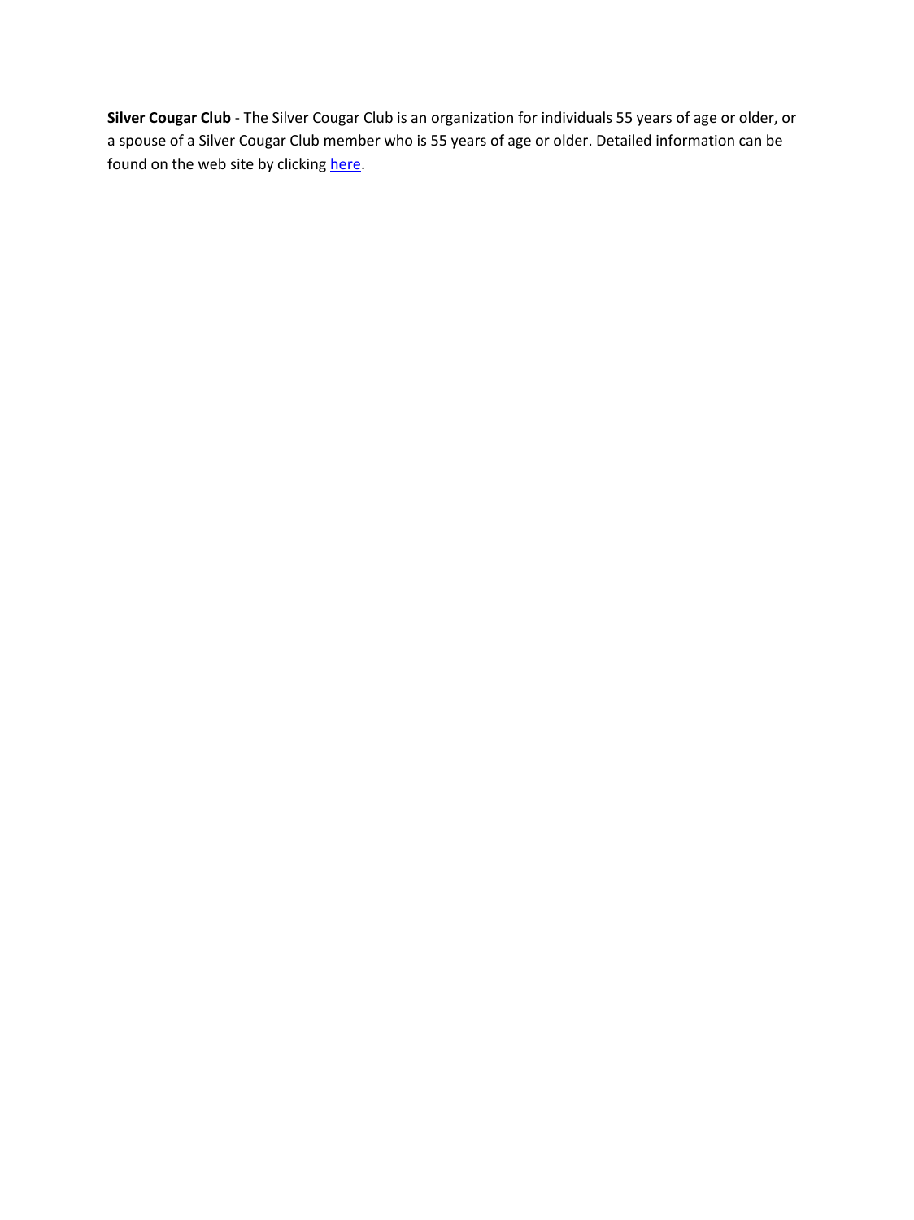**Silver Cougar Club** - The Silver Cougar Club is an organization for individuals 55 years of age or older, or a spouse of a Silver Cougar Club member who is 55 years of age or older. Detailed information can be found on the web site by clicking here.